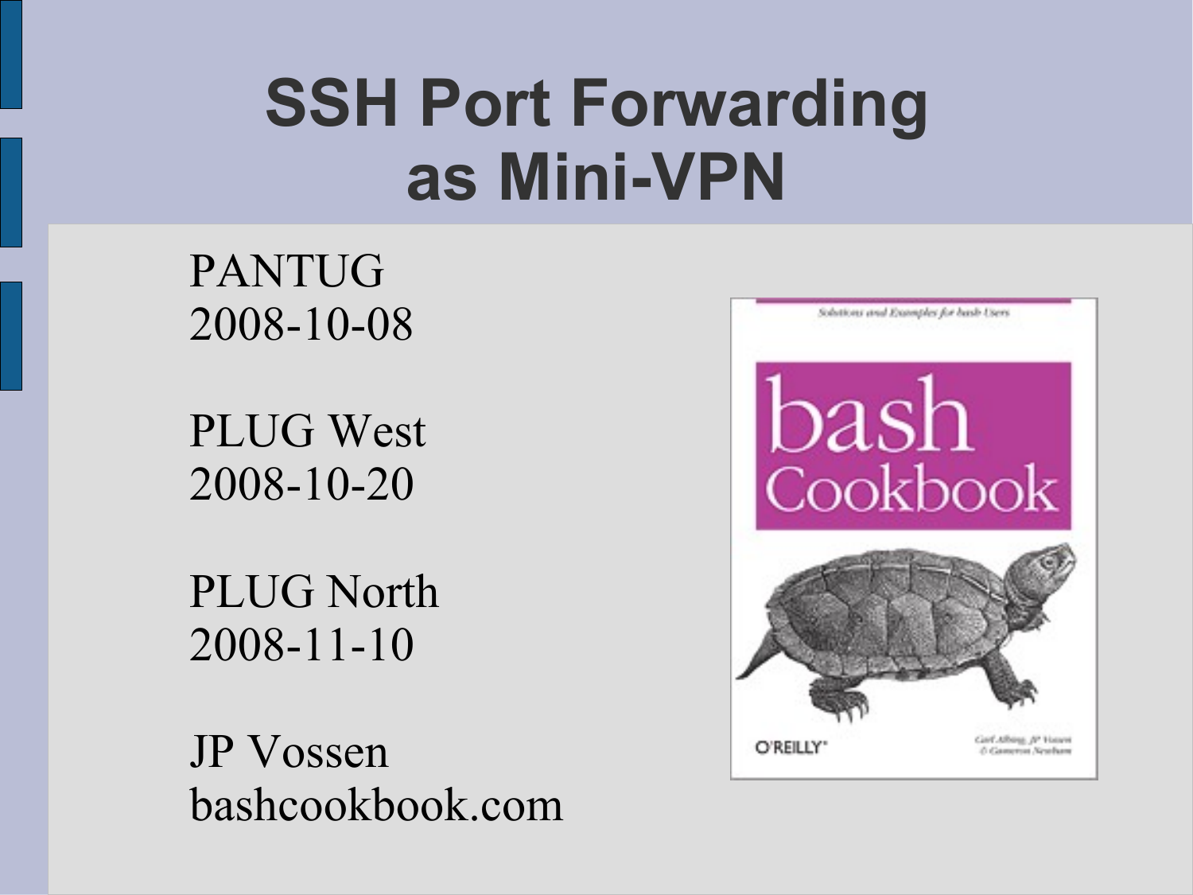# SSH Port Forwarding as Mini-VPN

PANTUG
2008-10-08

PLUG West
2008-10-20

PLUG North
2008-11-10

JP Vossen
bashcookbook.com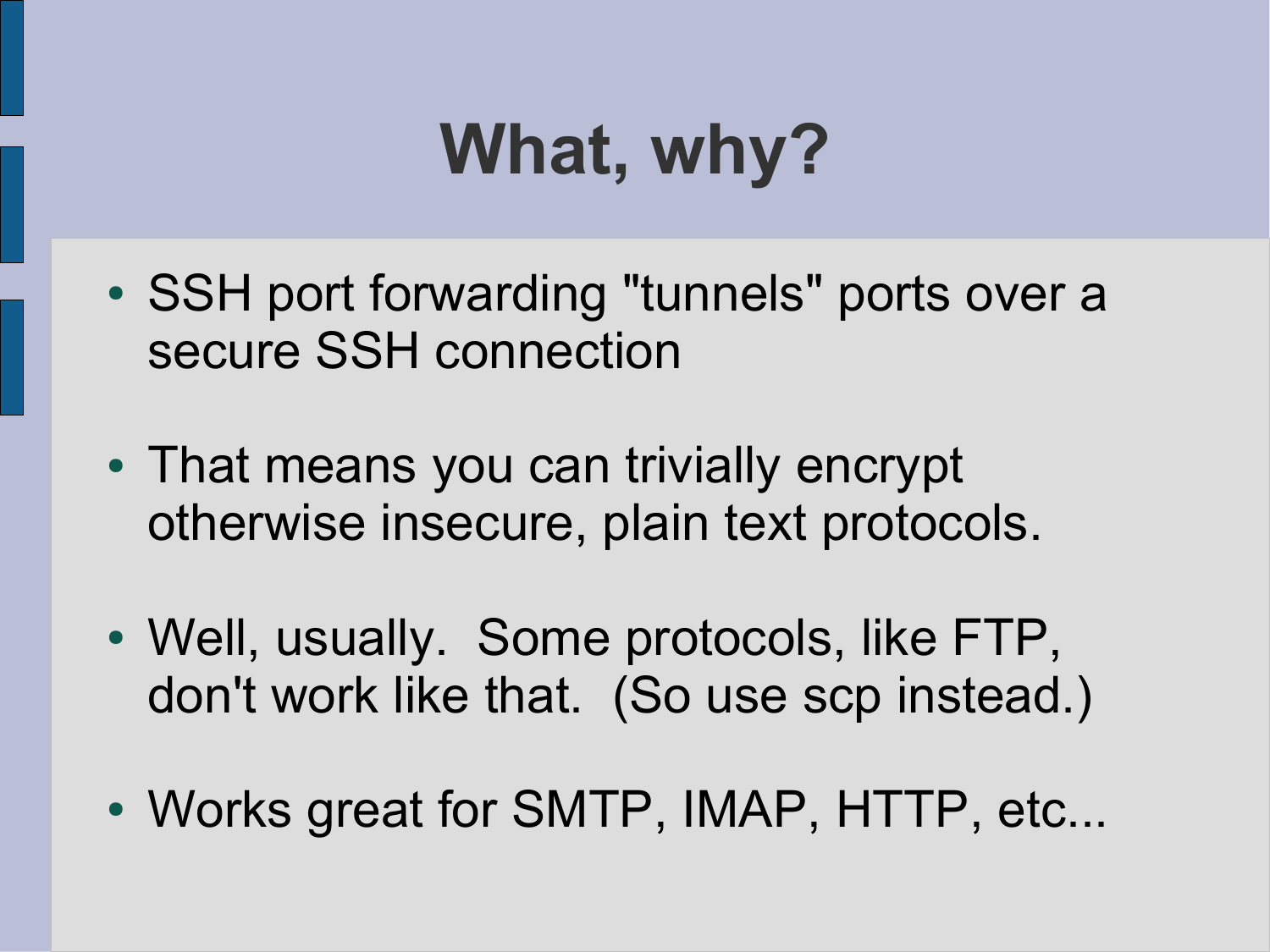# What, why?

- SSH port forwarding "tunnels" ports over a secure SSH connection
- That means you can trivially encrypt otherwise insecure, plain text protocols.
- Well, usually.  Some protocols, like FTP, don't work like that.  (So use scp instead.)
- Works great for SMTP, IMAP, HTTP, etc...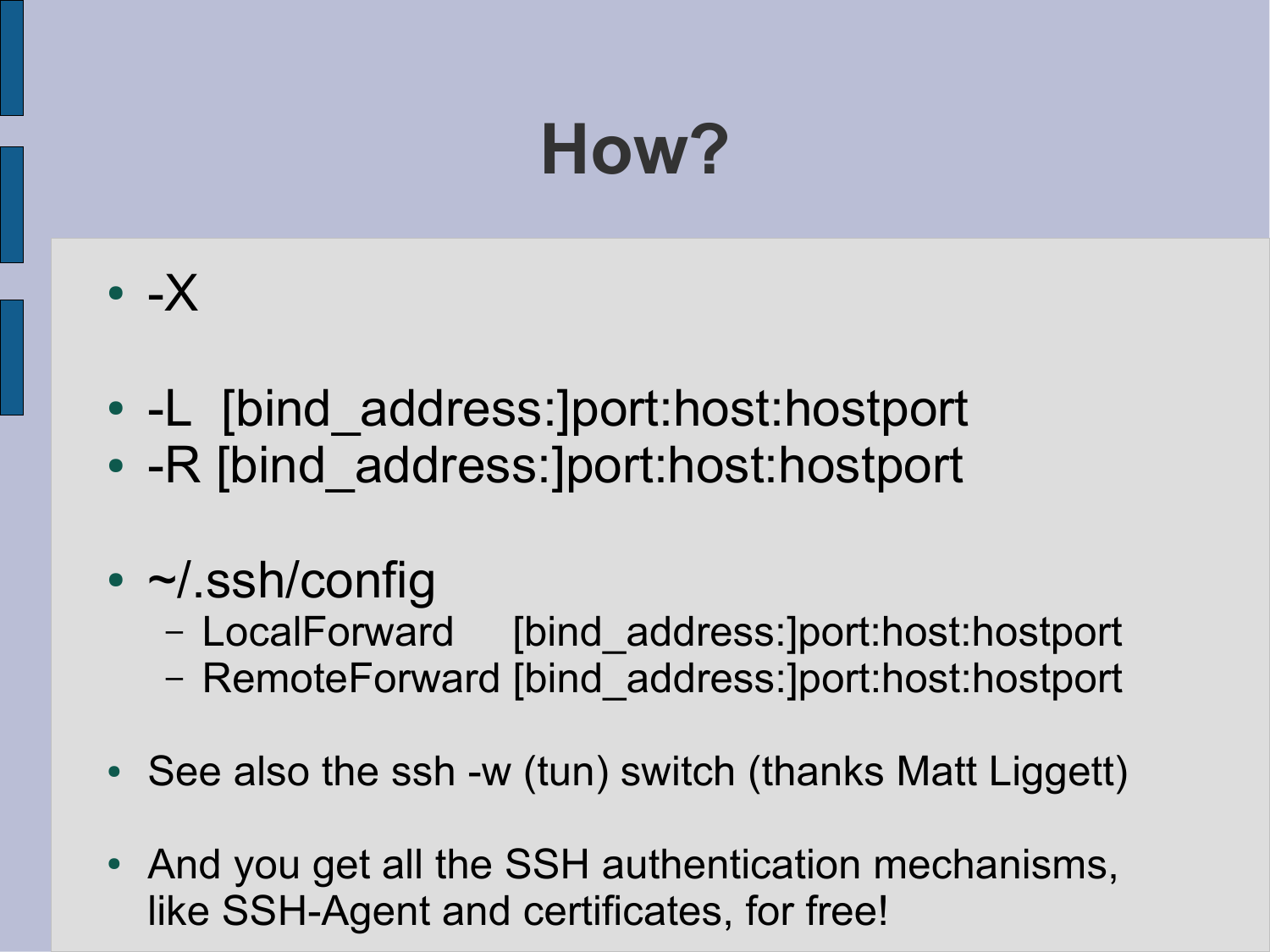# How?

- -X

- -L [bind_address:]port:host:hostport
- -R [bind_address:]port:host:hostport

- ~/.ssh/config
  - LocalForward [bind_address:]port:host:hostport
  - RemoteForward [bind_address:]port:host:hostport

- See also the ssh -w (tun) switch (thanks Matt Liggett)

- And you get all the SSH authentication mechanisms, like SSH-Agent and certificates, for free!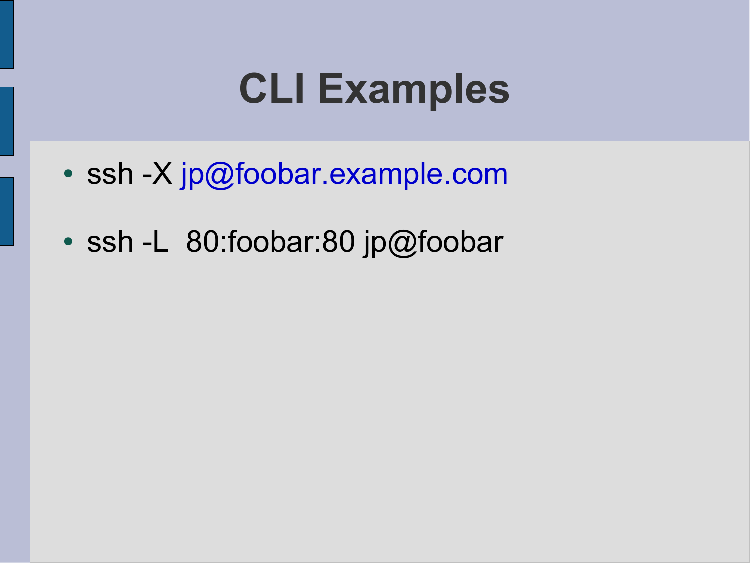# CLI Examples

- ssh -X jp@foobar.example.com
- ssh -L  80:foobar:80 jp@foobar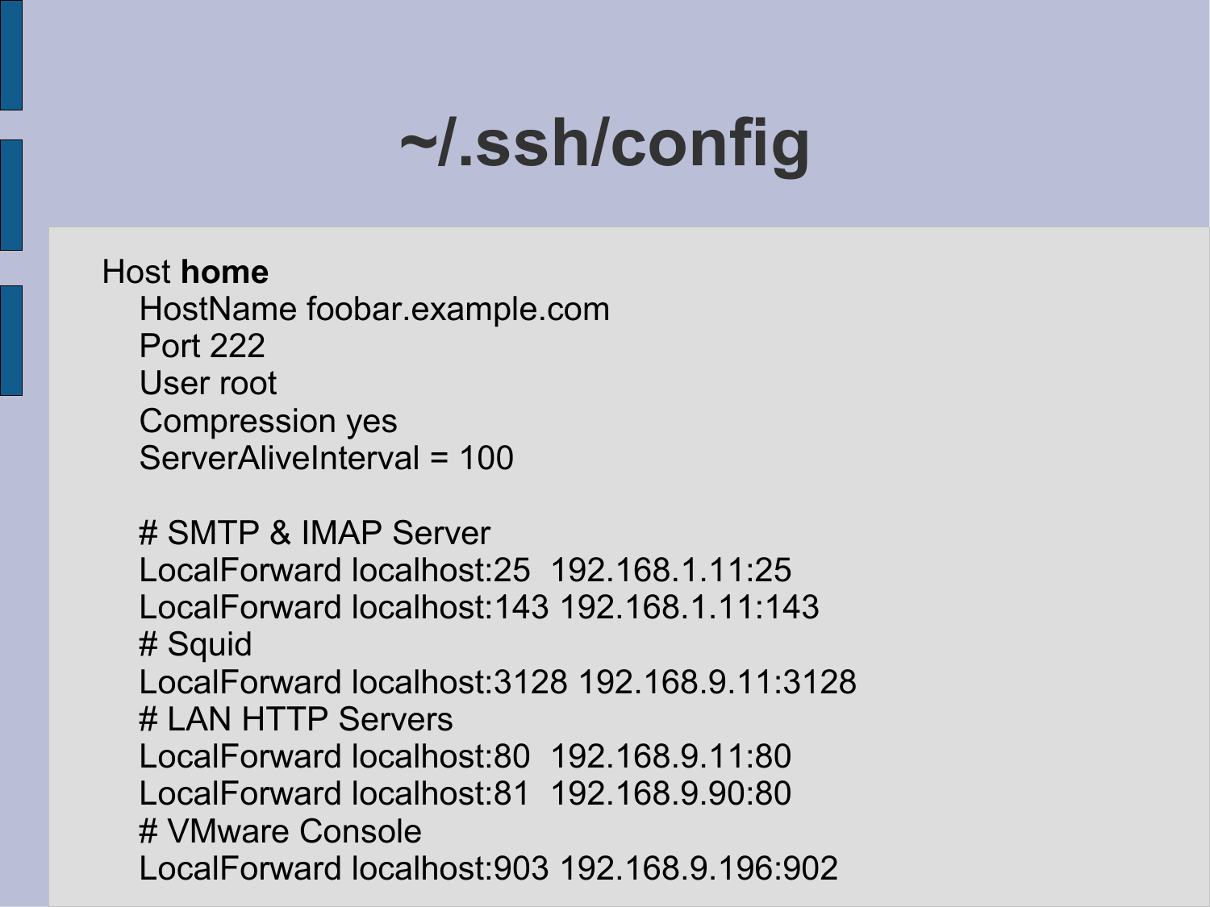# ~/.ssh/config

```
Host home
    HostName foobar.example.com
    Port 222
    User root
    Compression yes
    ServerAliveInterval = 100

    # SMTP & IMAP Server
    LocalForward localhost:25  192.168.1.11:25
    LocalForward localhost:143 192.168.1.11:143
    # Squid
    LocalForward localhost:3128 192.168.9.11:3128
    # LAN HTTP Servers
    LocalForward localhost:80  192.168.9.11:80
    LocalForward localhost:81  192.168.9.90:80
    # VMware Console
    LocalForward localhost:903 192.168.9.196:902
```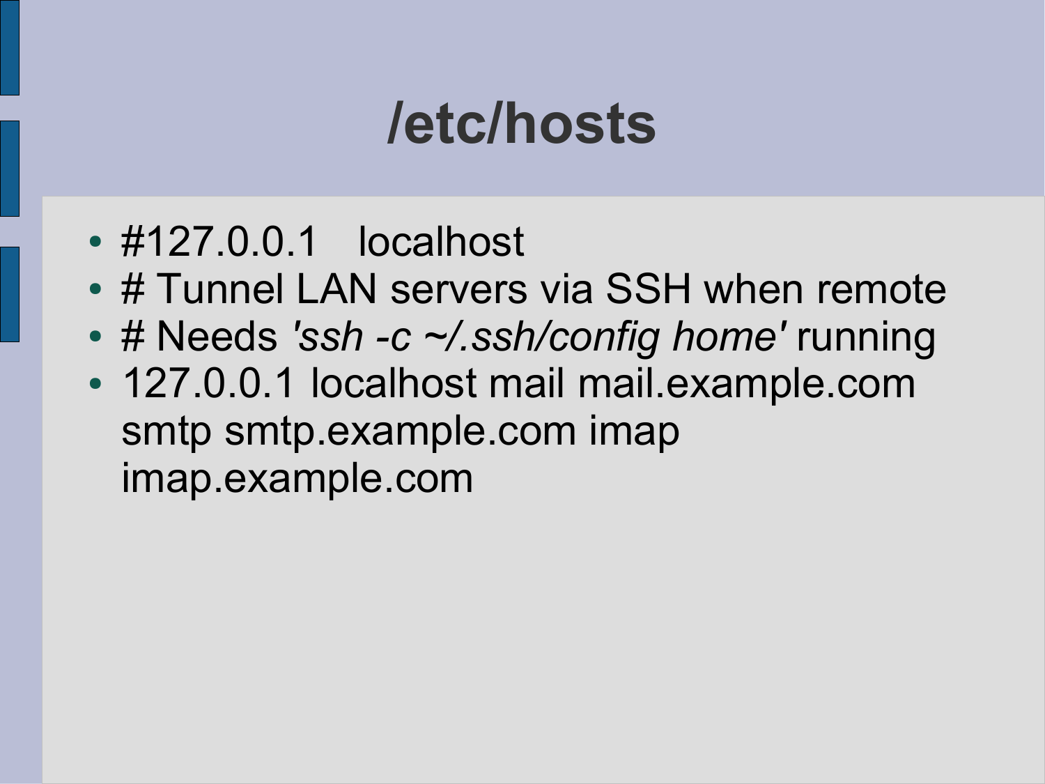# /etc/hosts

- #127.0.0.1 localhost
- # Tunnel LAN servers via SSH when remote
- # Needs *'ssh -c ~/.ssh/config home'* running
- 127.0.0.1 localhost mail mail.example.com smtp smtp.example.com imap imap.example.com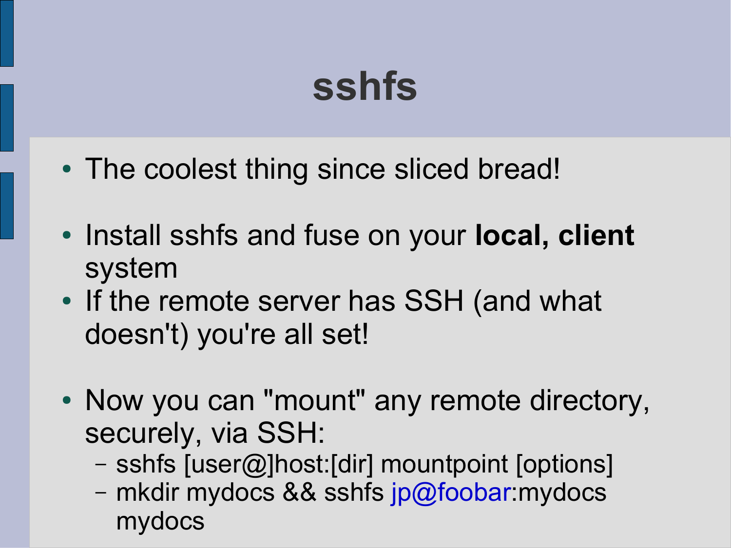# sshfs

- The coolest thing since sliced bread!

- Install sshfs and fuse on your **local, client** system
- If the remote server has SSH (and what doesn't) you're all set!

- Now you can "mount" any remote directory, securely, via SSH:
  - sshfs [user@]host:[dir] mountpoint [options]
  - mkdir mydocs && sshfs jp@foobar:mydocs mydocs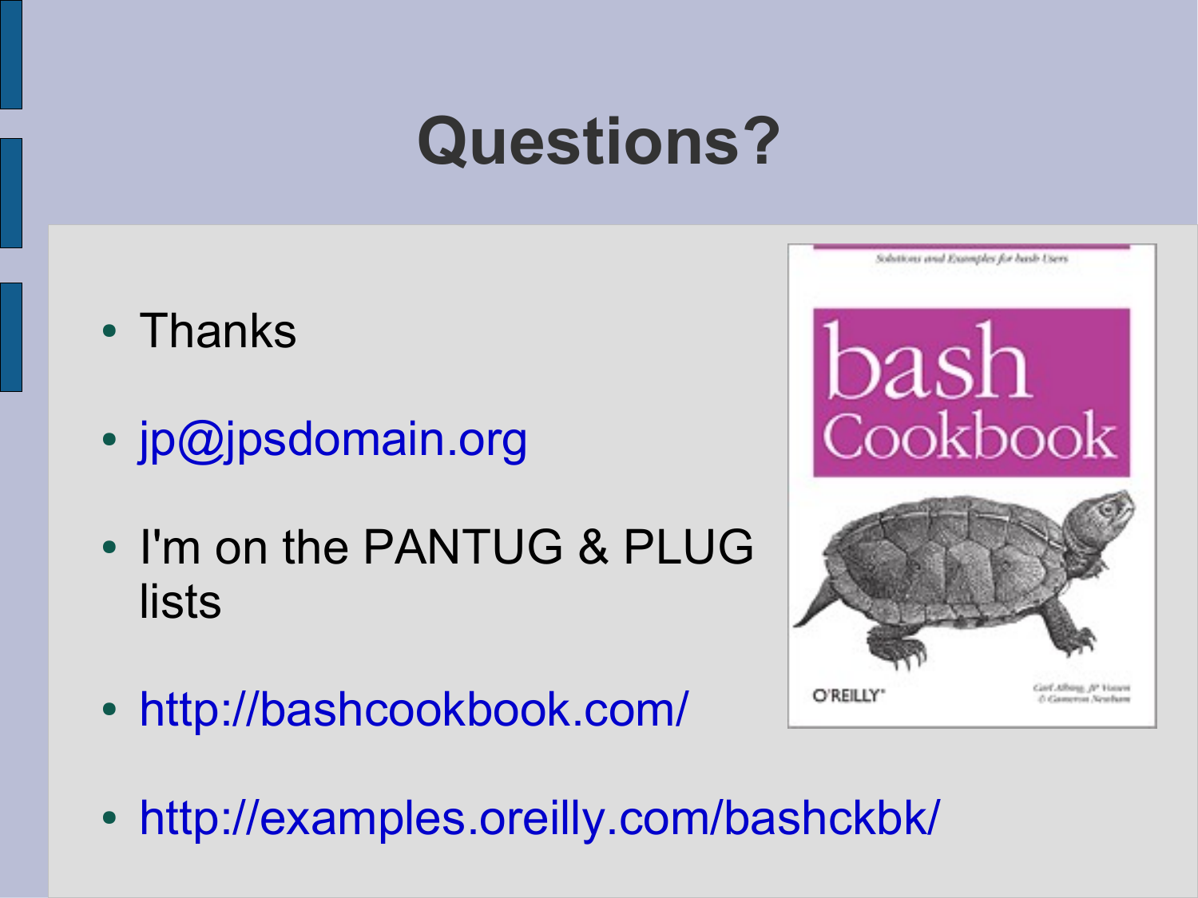# Questions?

- Thanks
- jp@jpsdomain.org
- I'm on the PANTUG & PLUG lists
- http://bashcookbook.com/
- http://examples.oreilly.com/bashckbk/